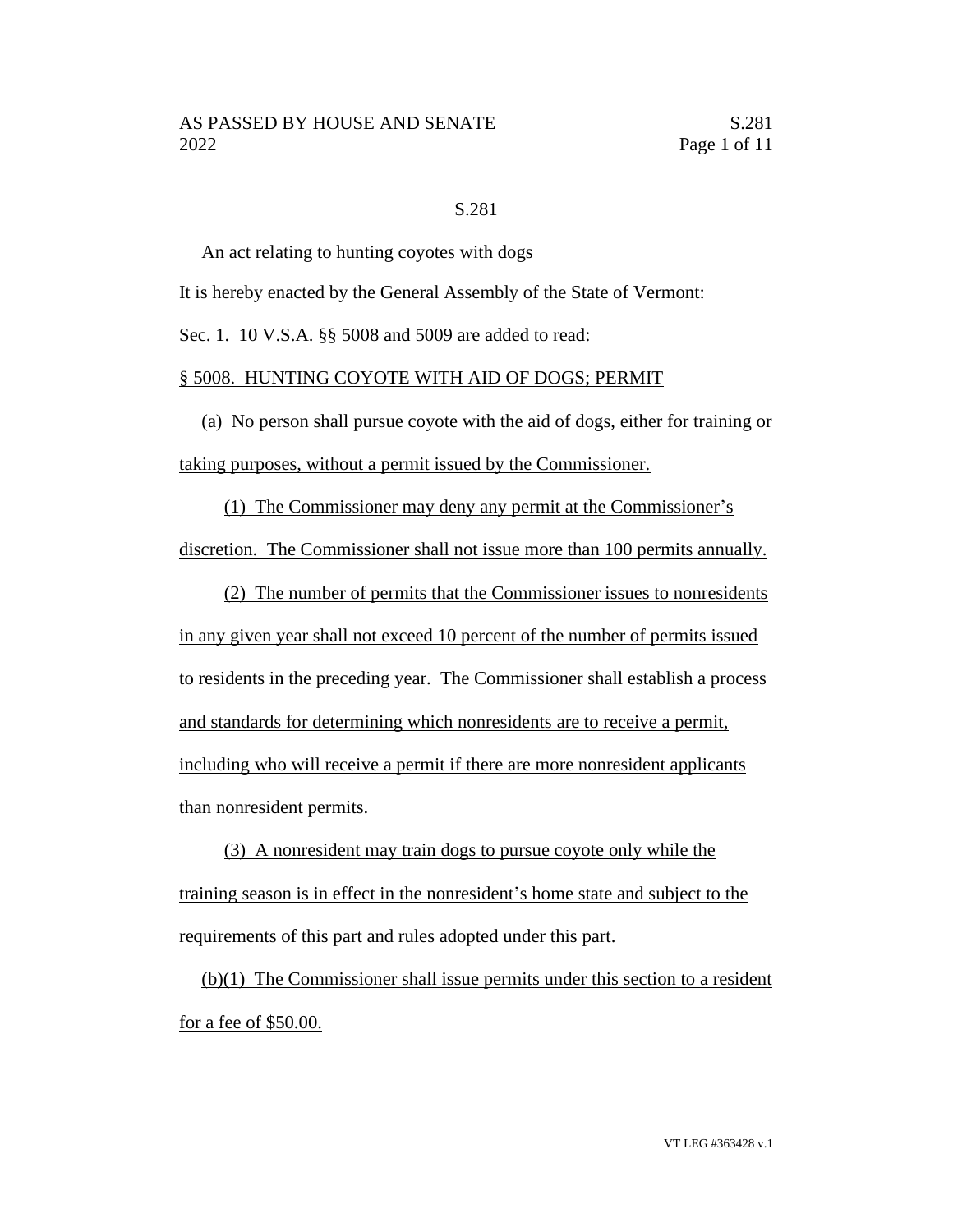S.281

An act relating to hunting coyotes with dogs

It is hereby enacted by the General Assembly of the State of Vermont:

Sec. 1. 10 V.S.A. §§ 5008 and 5009 are added to read:

§ 5008. HUNTING COYOTE WITH AID OF DOGS; PERMIT

(a) No person shall pursue coyote with the aid of dogs, either for training or taking purposes, without a permit issued by the Commissioner.

(1) The Commissioner may deny any permit at the Commissioner's discretion. The Commissioner shall not issue more than 100 permits annually.

(2) The number of permits that the Commissioner issues to nonresidents in any given year shall not exceed 10 percent of the number of permits issued to residents in the preceding year. The Commissioner shall establish a process and standards for determining which nonresidents are to receive a permit, including who will receive a permit if there are more nonresident applicants than nonresident permits.

(3) A nonresident may train dogs to pursue coyote only while the training season is in effect in the nonresident's home state and subject to the requirements of this part and rules adopted under this part.

(b)(1) The Commissioner shall issue permits under this section to a resident for a fee of $50.00.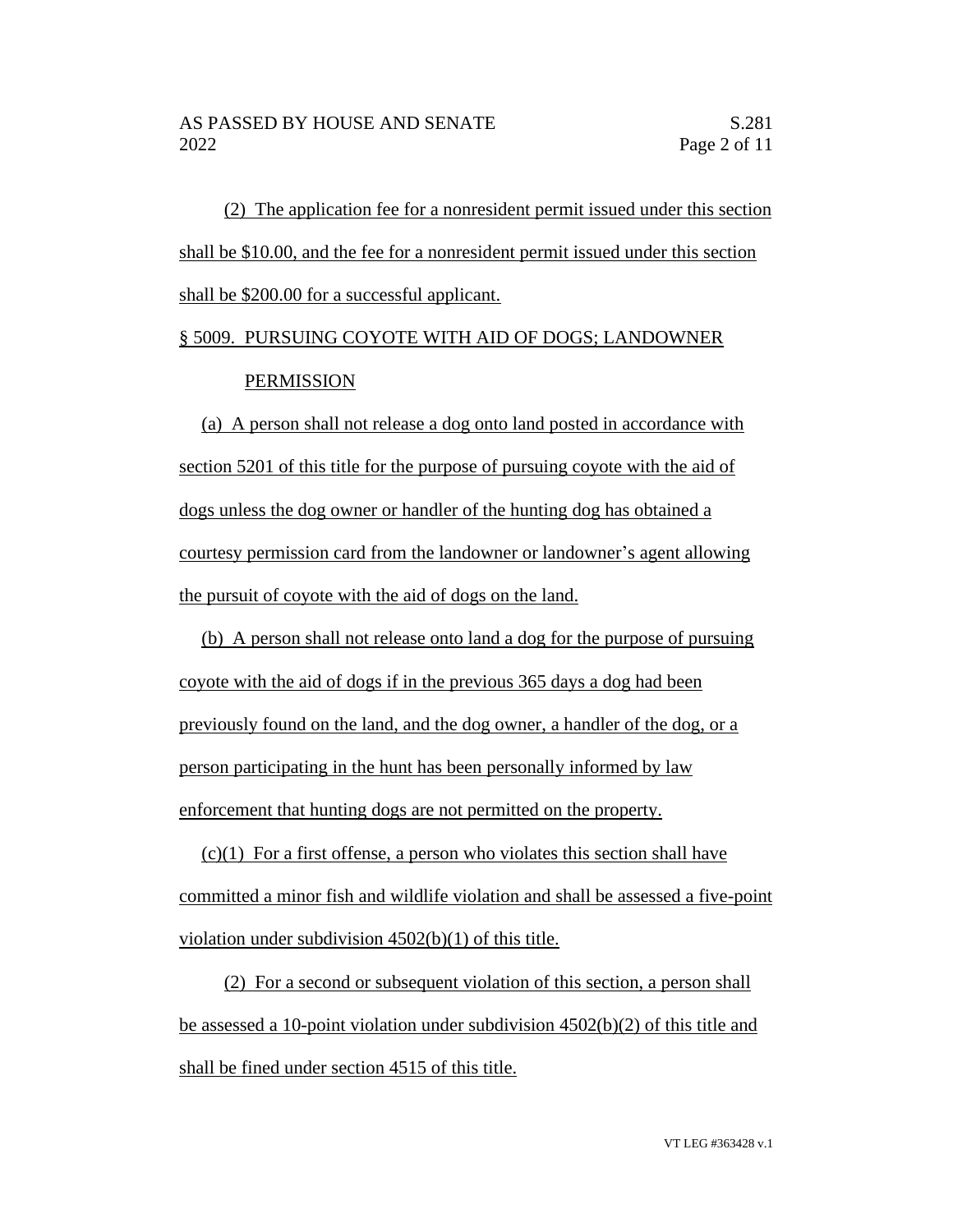(2) The application fee for a nonresident permit issued under this section shall be $10.00, and the fee for a nonresident permit issued under this section shall be $200.00 for a successful applicant.

§ 5009. PURSUING COYOTE WITH AID OF DOGS; LANDOWNER PERMISSION

(a) A person shall not release a dog onto land posted in accordance with section 5201 of this title for the purpose of pursuing coyote with the aid of dogs unless the dog owner or handler of the hunting dog has obtained a courtesy permission card from the landowner or landowner's agent allowing the pursuit of coyote with the aid of dogs on the land.

(b) A person shall not release onto land a dog for the purpose of pursuing coyote with the aid of dogs if in the previous 365 days a dog had been previously found on the land, and the dog owner, a handler of the dog, or a person participating in the hunt has been personally informed by law enforcement that hunting dogs are not permitted on the property.

(c)(1) For a first offense, a person who violates this section shall have committed a minor fish and wildlife violation and shall be assessed a five-point violation under subdivision 4502(b)(1) of this title.

(2) For a second or subsequent violation of this section, a person shall be assessed a 10-point violation under subdivision 4502(b)(2) of this title and shall be fined under section 4515 of this title.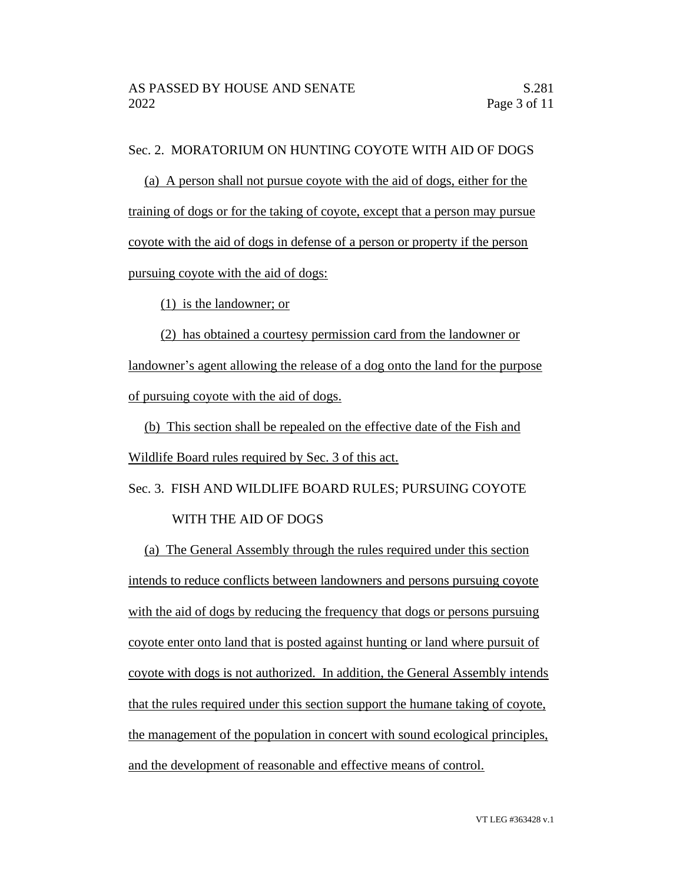Sec. 2. MORATORIUM ON HUNTING COYOTE WITH AID OF DOGS

(a) A person shall not pursue coyote with the aid of dogs, either for the training of dogs or for the taking of coyote, except that a person may pursue coyote with the aid of dogs in defense of a person or property if the person pursuing coyote with the aid of dogs:

(1) is the landowner; or

(2) has obtained a courtesy permission card from the landowner or landowner's agent allowing the release of a dog onto the land for the purpose of pursuing coyote with the aid of dogs.

(b) This section shall be repealed on the effective date of the Fish and Wildlife Board rules required by Sec. 3 of this act.

Sec. 3. FISH AND WILDLIFE BOARD RULES; PURSUING COYOTE WITH THE AID OF DOGS

(a) The General Assembly through the rules required under this section intends to reduce conflicts between landowners and persons pursuing coyote with the aid of dogs by reducing the frequency that dogs or persons pursuing coyote enter onto land that is posted against hunting or land where pursuit of coyote with dogs is not authorized. In addition, the General Assembly intends that the rules required under this section support the humane taking of coyote, the management of the population in concert with sound ecological principles, and the development of reasonable and effective means of control.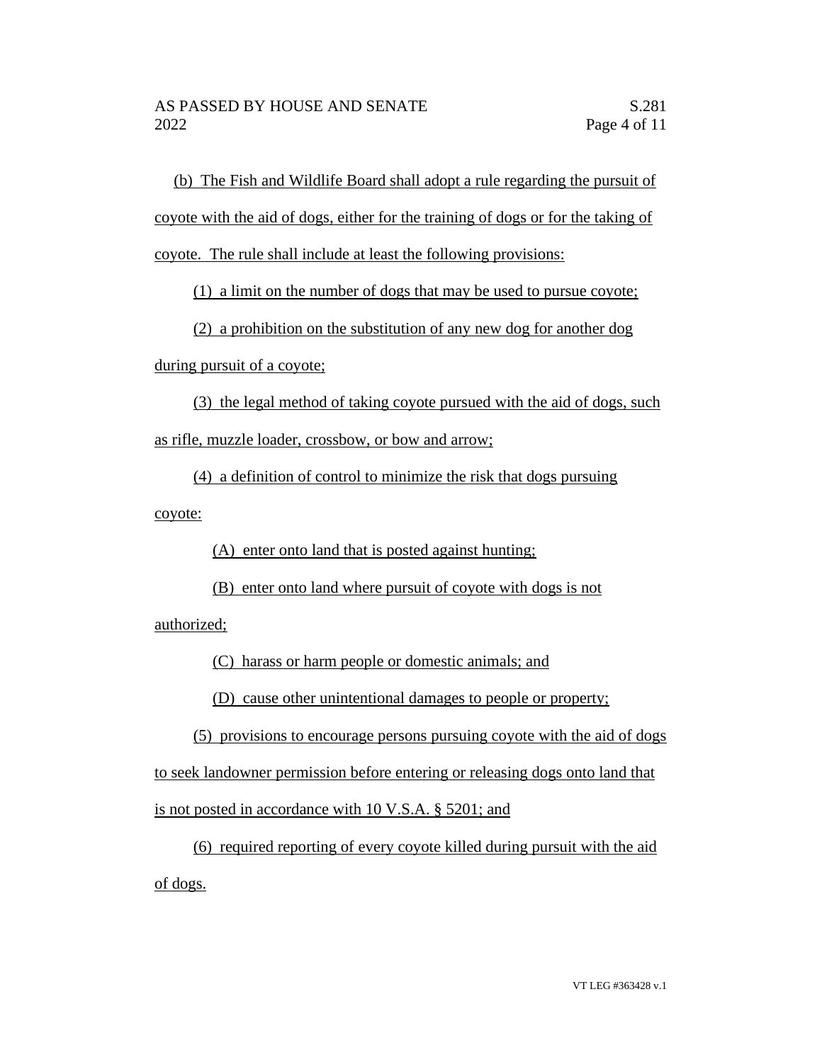(b) The Fish and Wildlife Board shall adopt a rule regarding the pursuit of coyote with the aid of dogs, either for the training of dogs or for the taking of coyote. The rule shall include at least the following provisions:

(1) a limit on the number of dogs that may be used to pursue coyote;

(2) a prohibition on the substitution of any new dog for another dog during pursuit of a coyote;

(3) the legal method of taking coyote pursued with the aid of dogs, such as rifle, muzzle loader, crossbow, or bow and arrow;

(4) a definition of control to minimize the risk that dogs pursuing coyote:

(A) enter onto land that is posted against hunting;

(B) enter onto land where pursuit of coyote with dogs is not authorized;

(C) harass or harm people or domestic animals; and

(D) cause other unintentional damages to people or property;

(5) provisions to encourage persons pursuing coyote with the aid of dogs to seek landowner permission before entering or releasing dogs onto land that is not posted in accordance with 10 V.S.A. § 5201; and

(6) required reporting of every coyote killed during pursuit with the aid of dogs.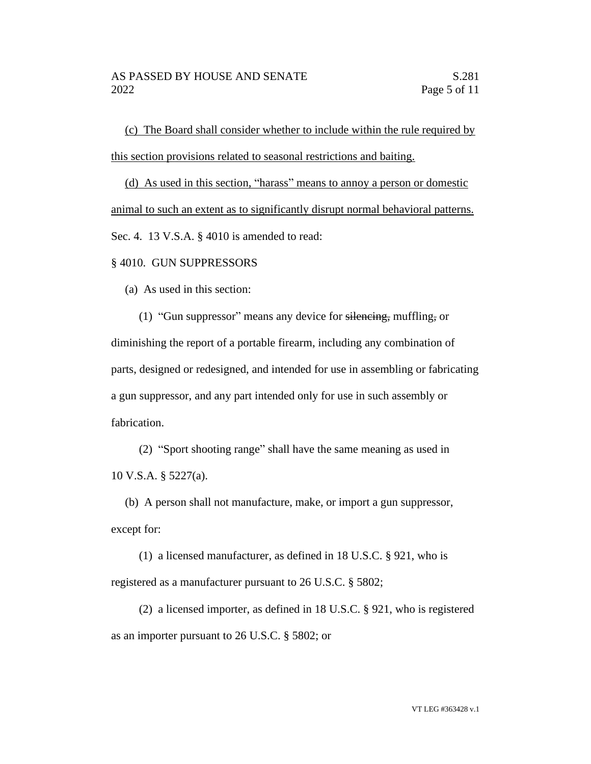(c) The Board shall consider whether to include within the rule required by this section provisions related to seasonal restrictions and baiting.

(d) As used in this section, "harass" means to annoy a person or domestic animal to such an extent as to significantly disrupt normal behavioral patterns.

Sec. 4. 13 V.S.A. § 4010 is amended to read:

§ 4010. GUN SUPPRESSORS

(a) As used in this section:

(1) "Gun suppressor" means any device for ~~silencing,~~ muffling~~,~~ or diminishing the report of a portable firearm, including any combination of parts, designed or redesigned, and intended for use in assembling or fabricating a gun suppressor, and any part intended only for use in such assembly or fabrication.

(2) "Sport shooting range" shall have the same meaning as used in 10 V.S.A. § 5227(a).

(b) A person shall not manufacture, make, or import a gun suppressor, except for:

(1) a licensed manufacturer, as defined in 18 U.S.C. § 921, who is registered as a manufacturer pursuant to 26 U.S.C. § 5802;

(2) a licensed importer, as defined in 18 U.S.C. § 921, who is registered as an importer pursuant to 26 U.S.C. § 5802; or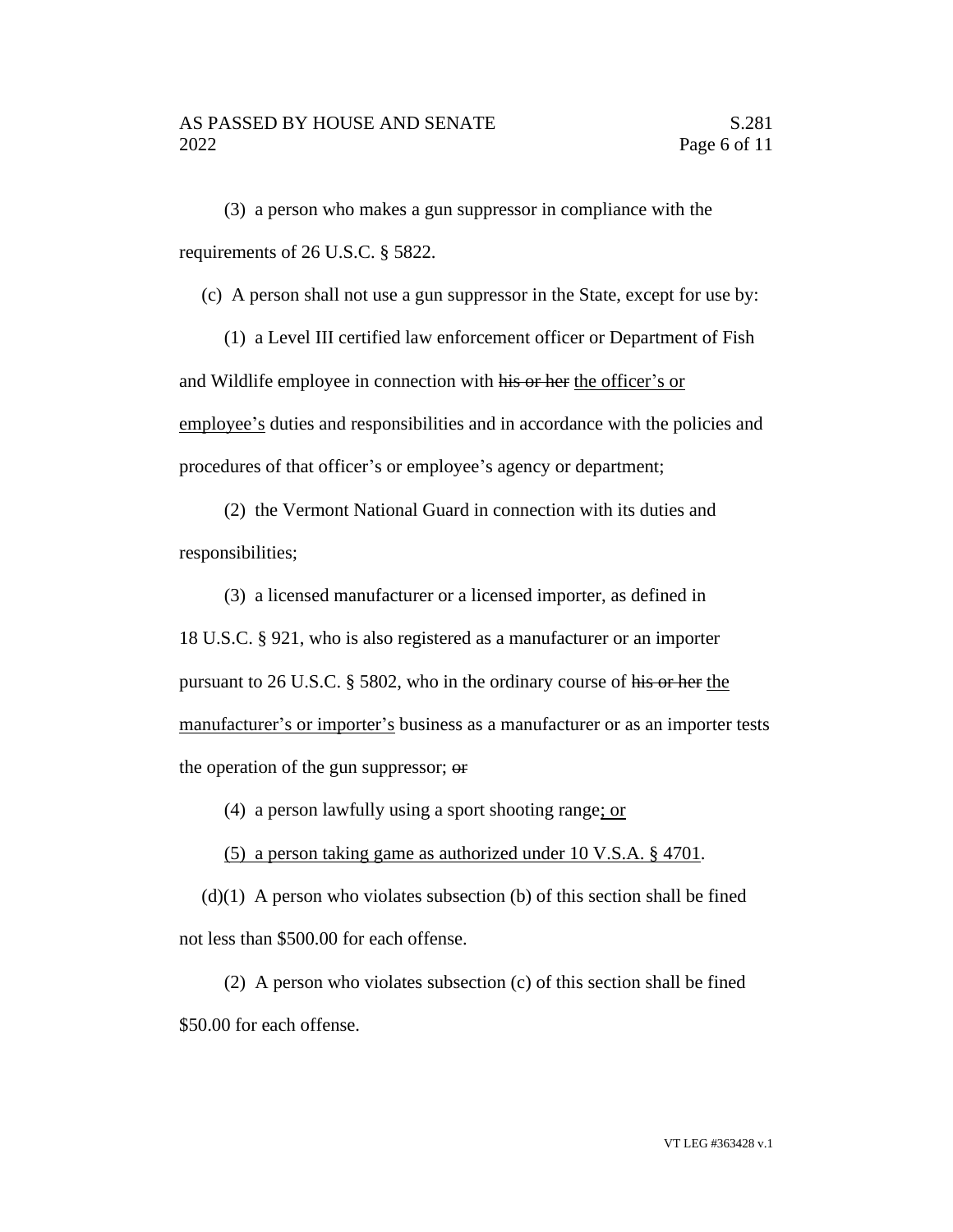(3) a person who makes a gun suppressor in compliance with the requirements of 26 U.S.C. § 5822.

(c) A person shall not use a gun suppressor in the State, except for use by:

(1) a Level III certified law enforcement officer or Department of Fish and Wildlife employee in connection with ~~his or her~~ the officer's or employee's duties and responsibilities and in accordance with the policies and procedures of that officer's or employee's agency or department;

(2) the Vermont National Guard in connection with its duties and responsibilities;

(3) a licensed manufacturer or a licensed importer, as defined in 18 U.S.C. § 921, who is also registered as a manufacturer or an importer pursuant to 26 U.S.C. § 5802, who in the ordinary course of ~~his or her~~ the manufacturer's or importer's business as a manufacturer or as an importer tests the operation of the gun suppressor; ~~or~~

(4) a person lawfully using a sport shooting range; or

(5) a person taking game as authorized under 10 V.S.A. § 4701.

(d)(1) A person who violates subsection (b) of this section shall be fined not less than $500.00 for each offense.

(2) A person who violates subsection (c) of this section shall be fined $50.00 for each offense.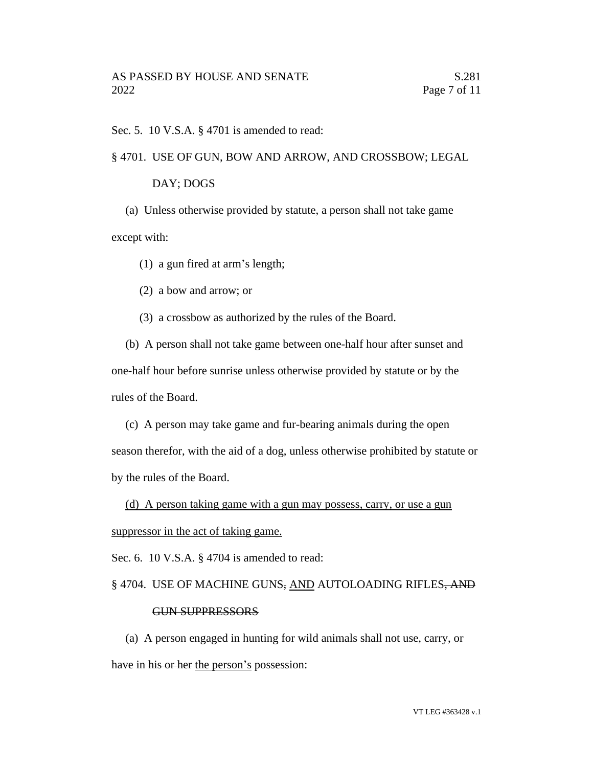Sec. 5. 10 V.S.A. § 4701 is amended to read:

§ 4701. USE OF GUN, BOW AND ARROW, AND CROSSBOW; LEGAL DAY; DOGS

(a) Unless otherwise provided by statute, a person shall not take game except with:

(1) a gun fired at arm's length;

(2) a bow and arrow; or

(3) a crossbow as authorized by the rules of the Board.

(b) A person shall not take game between one-half hour after sunset and one-half hour before sunrise unless otherwise provided by statute or by the rules of the Board.

(c) A person may take game and fur-bearing animals during the open season therefor, with the aid of a dog, unless otherwise prohibited by statute or by the rules of the Board.

<u>(d) A person taking game with a gun may possess, carry, or use a gun suppressor in the act of taking game.</u>

Sec. 6. 10 V.S.A. § 4704 is amended to read:

§ 4704. USE OF MACHINE GUNS~~,~~ <u>AND</u> AUTOLOADING RIFLES~~, AND GUN SUPPRESSORS~~

(a) A person engaged in hunting for wild animals shall not use, carry, or have in ~~his or her~~ <u>the person's</u> possession: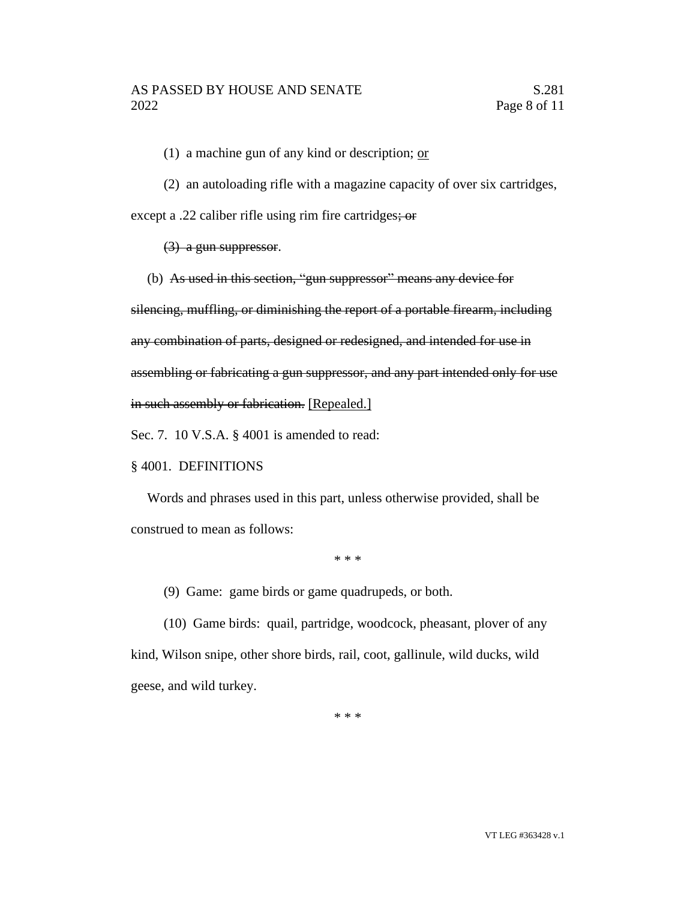(1) a machine gun of any kind or description; <u>or</u>

(2) an autoloading rifle with a magazine capacity of over six cartridges, except a .22 caliber rifle using rim fire cartridges~~; or~~

~~(3) a gun suppressor~~.

(b) ~~As used in this section, "gun suppressor" means any device for silencing, muffling, or diminishing the report of a portable firearm, including any combination of parts, designed or redesigned, and intended for use in assembling or fabricating a gun suppressor, and any part intended only for use in such assembly or fabrication.~~ <u>[Repealed.]</u>

Sec. 7. 10 V.S.A. § 4001 is amended to read:

§ 4001. DEFINITIONS

Words and phrases used in this part, unless otherwise provided, shall be construed to mean as follows:

\* \* \*

(9) Game: game birds or game quadrupeds, or both.

(10) Game birds: quail, partridge, woodcock, pheasant, plover of any kind, Wilson snipe, other shore birds, rail, coot, gallinule, wild ducks, wild geese, and wild turkey.

\* \* \*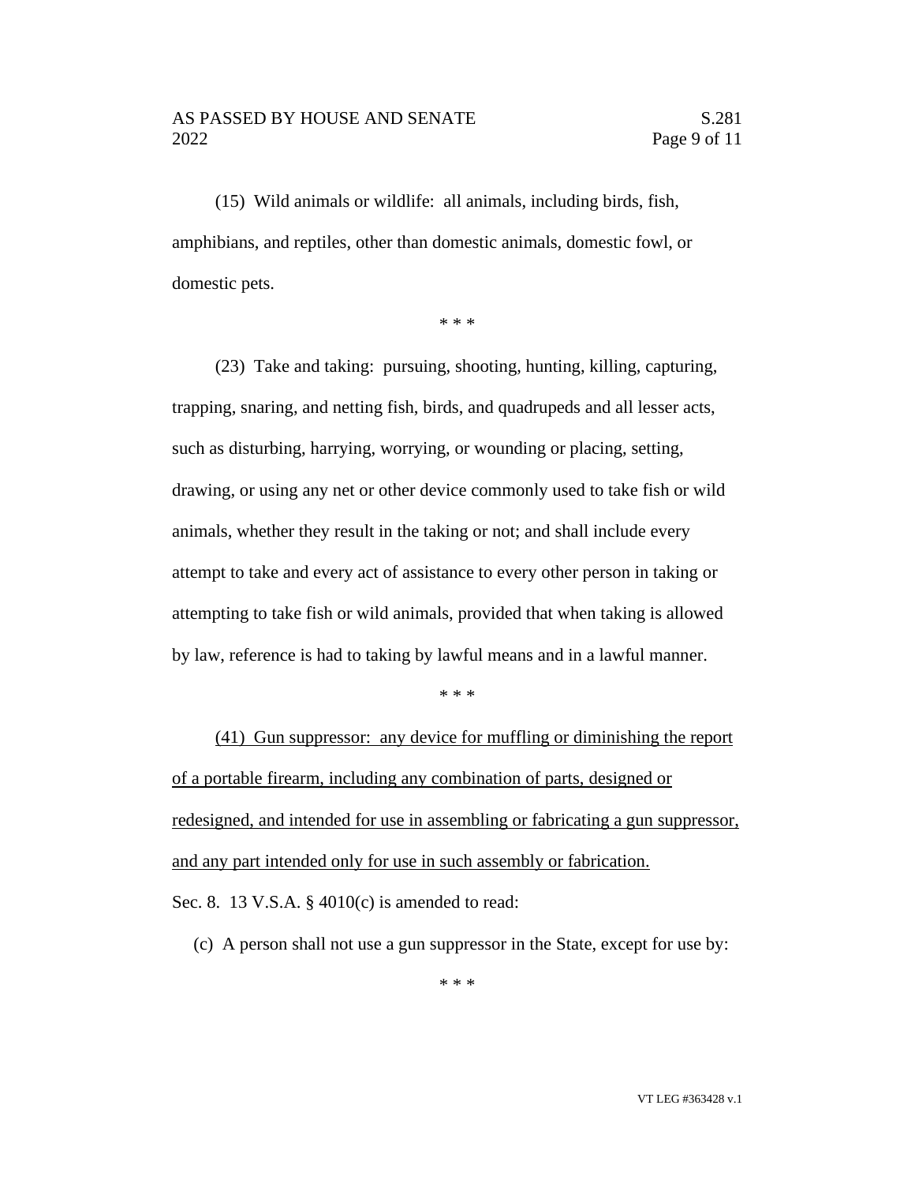(15) Wild animals or wildlife: all animals, including birds, fish, amphibians, and reptiles, other than domestic animals, domestic fowl, or domestic pets.

\* \* \*

(23) Take and taking: pursuing, shooting, hunting, killing, capturing, trapping, snaring, and netting fish, birds, and quadrupeds and all lesser acts, such as disturbing, harrying, worrying, or wounding or placing, setting, drawing, or using any net or other device commonly used to take fish or wild animals, whether they result in the taking or not; and shall include every attempt to take and every act of assistance to every other person in taking or attempting to take fish or wild animals, provided that when taking is allowed by law, reference is had to taking by lawful means and in a lawful manner.

\* \* \*

<u>(41) Gun suppressor: any device for muffling or diminishing the report of a portable firearm, including any combination of parts, designed or redesigned, and intended for use in assembling or fabricating a gun suppressor, and any part intended only for use in such assembly or fabrication.</u>

Sec. 8. 13 V.S.A. § 4010(c) is amended to read:

(c) A person shall not use a gun suppressor in the State, except for use by:

\* \* \*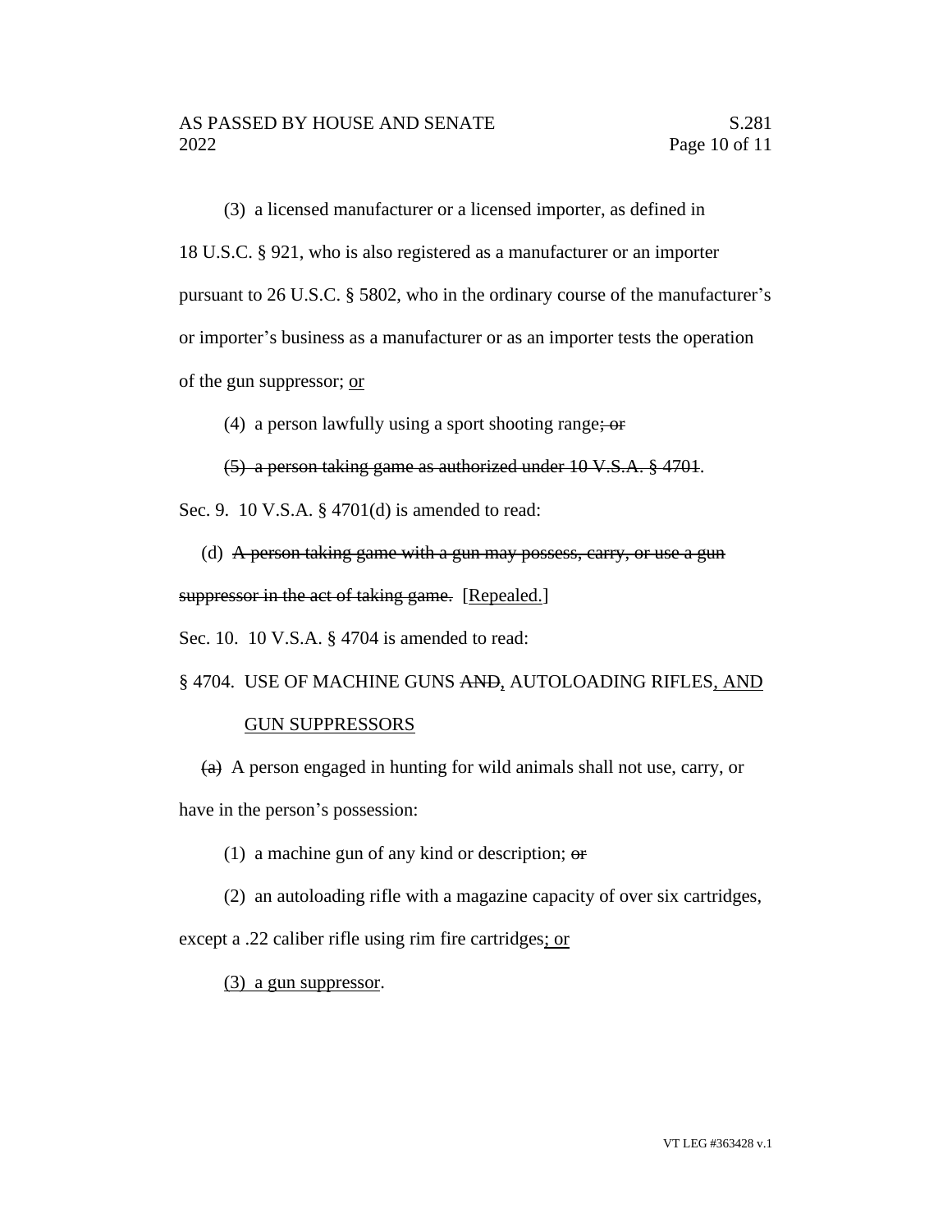(3) a licensed manufacturer or a licensed importer, as defined in 18 U.S.C. § 921, who is also registered as a manufacturer or an importer pursuant to 26 U.S.C. § 5802, who in the ordinary course of the manufacturer's or importer's business as a manufacturer or as an importer tests the operation of the gun suppressor; <u>or</u>

(4) a person lawfully using a sport shooting range~~; or~~

~~(5) a person taking game as authorized under 10 V.S.A. § 4701~~.

Sec. 9. 10 V.S.A. § 4701(d) is amended to read:

(d) ~~A person taking game with a gun may possess, carry, or use a gun suppressor in the act of taking game.~~ [<u>Repealed.</u>]

Sec. 10. 10 V.S.A. § 4704 is amended to read:

§ 4704. USE OF MACHINE GUNS ~~AND~~<u>,</u> AUTOLOADING RIFLES<u>, AND GUN SUPPRESSORS</u>

~~(a)~~ A person engaged in hunting for wild animals shall not use, carry, or have in the person's possession:

(1) a machine gun of any kind or description; ~~or~~

(2) an autoloading rifle with a magazine capacity of over six cartridges, except a .22 caliber rifle using rim fire cartridges<u>; or</u>

<u>(3) a gun suppressor</u>.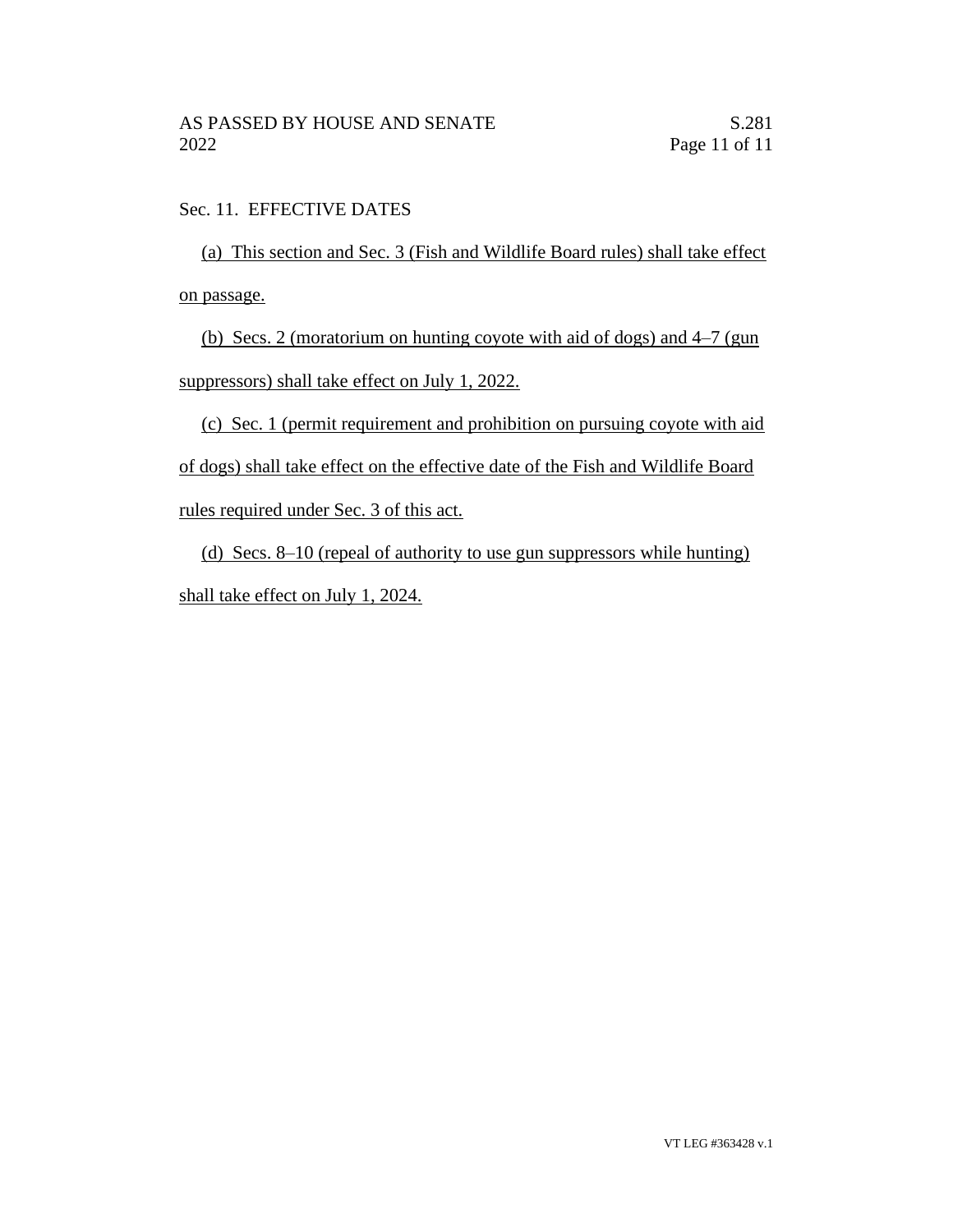Sec. 11. EFFECTIVE DATES

(a) This section and Sec. 3 (Fish and Wildlife Board rules) shall take effect on passage.

(b) Secs. 2 (moratorium on hunting coyote with aid of dogs) and 4–7 (gun suppressors) shall take effect on July 1, 2022.

(c) Sec. 1 (permit requirement and prohibition on pursuing coyote with aid of dogs) shall take effect on the effective date of the Fish and Wildlife Board rules required under Sec. 3 of this act.

(d) Secs. 8–10 (repeal of authority to use gun suppressors while hunting) shall take effect on July 1, 2024.